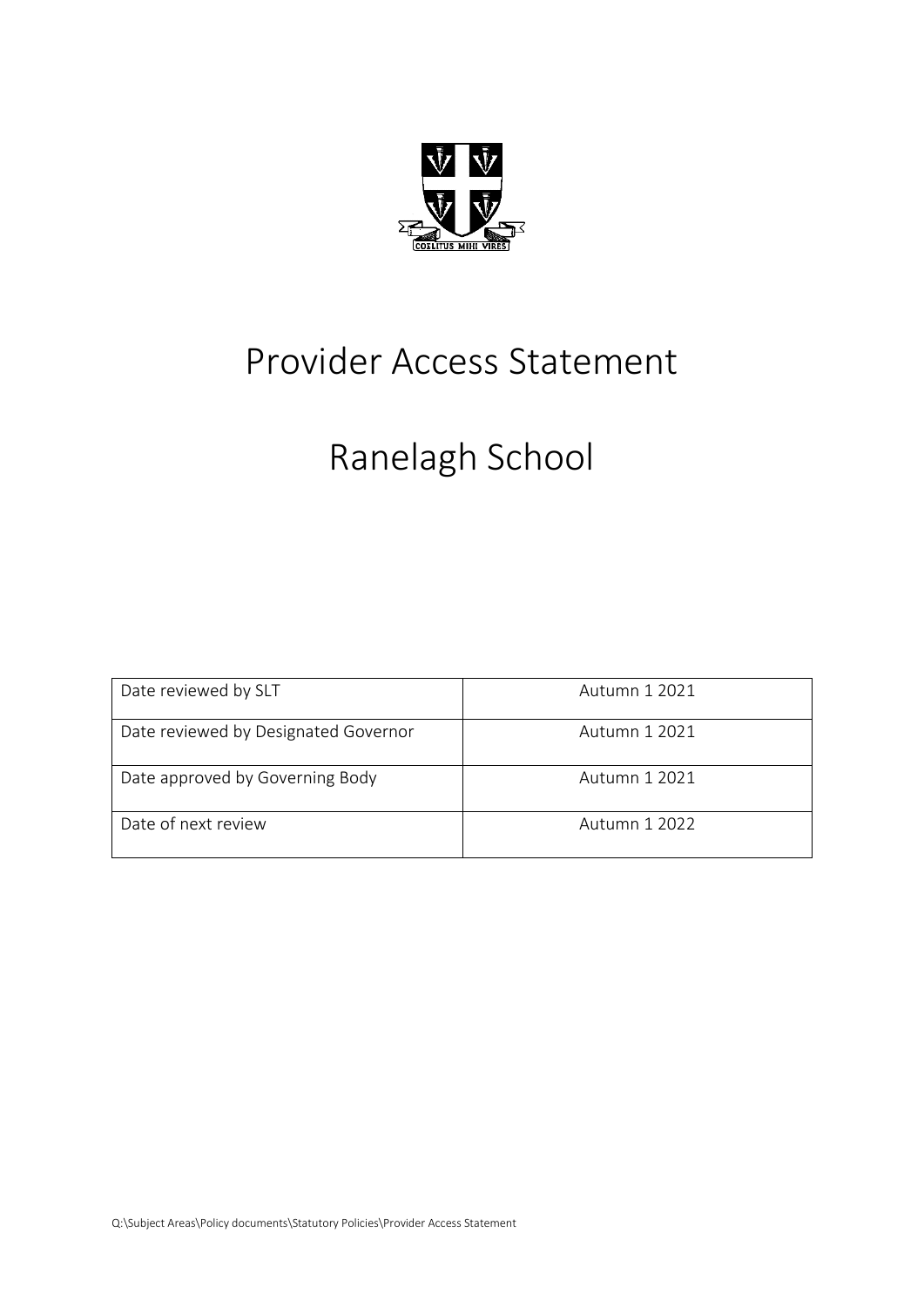# Provider Access Statement

# Ranelagh School

| | |
|---|---|
| Date reviewed by SLT | Autumn 1 2021 |
| Date reviewed by Designated Governor | Autumn 1 2021 |
| Date approved by Governing Body | Autumn 1 2021 |
| Date of next review | Autumn 1 2022 |

Q:\Subject Areas\Policy documents\Statutory Policies\Provider Access Statement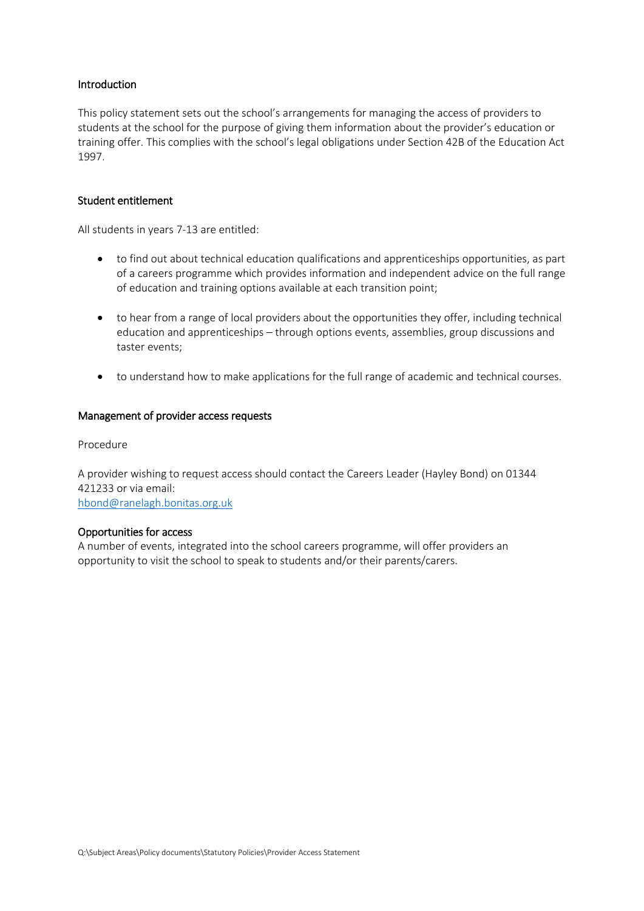## Introduction

This policy statement sets out the school's arrangements for managing the access of providers to students at the school for the purpose of giving them information about the provider's education or training offer. This complies with the school's legal obligations under Section 42B of the Education Act 1997.

## Student entitlement

All students in years 7-13 are entitled:

- to find out about technical education qualifications and apprenticeships opportunities, as part of a careers programme which provides information and independent advice on the full range of education and training options available at each transition point;
- to hear from a range of local providers about the opportunities they offer, including technical education and apprenticeships – through options events, assemblies, group discussions and taster events;
- to understand how to make applications for the full range of academic and technical courses.

## Management of provider access requests

Procedure

A provider wishing to request access should contact the Careers Leader (Hayley Bond) on 01344 421233 or via email:
hbond@ranelagh.bonitas.org.uk

## Opportunities for access

A number of events, integrated into the school careers programme, will offer providers an opportunity to visit the school to speak to students and/or their parents/carers.

Q:\Subject Areas\Policy documents\Statutory Policies\Provider Access Statement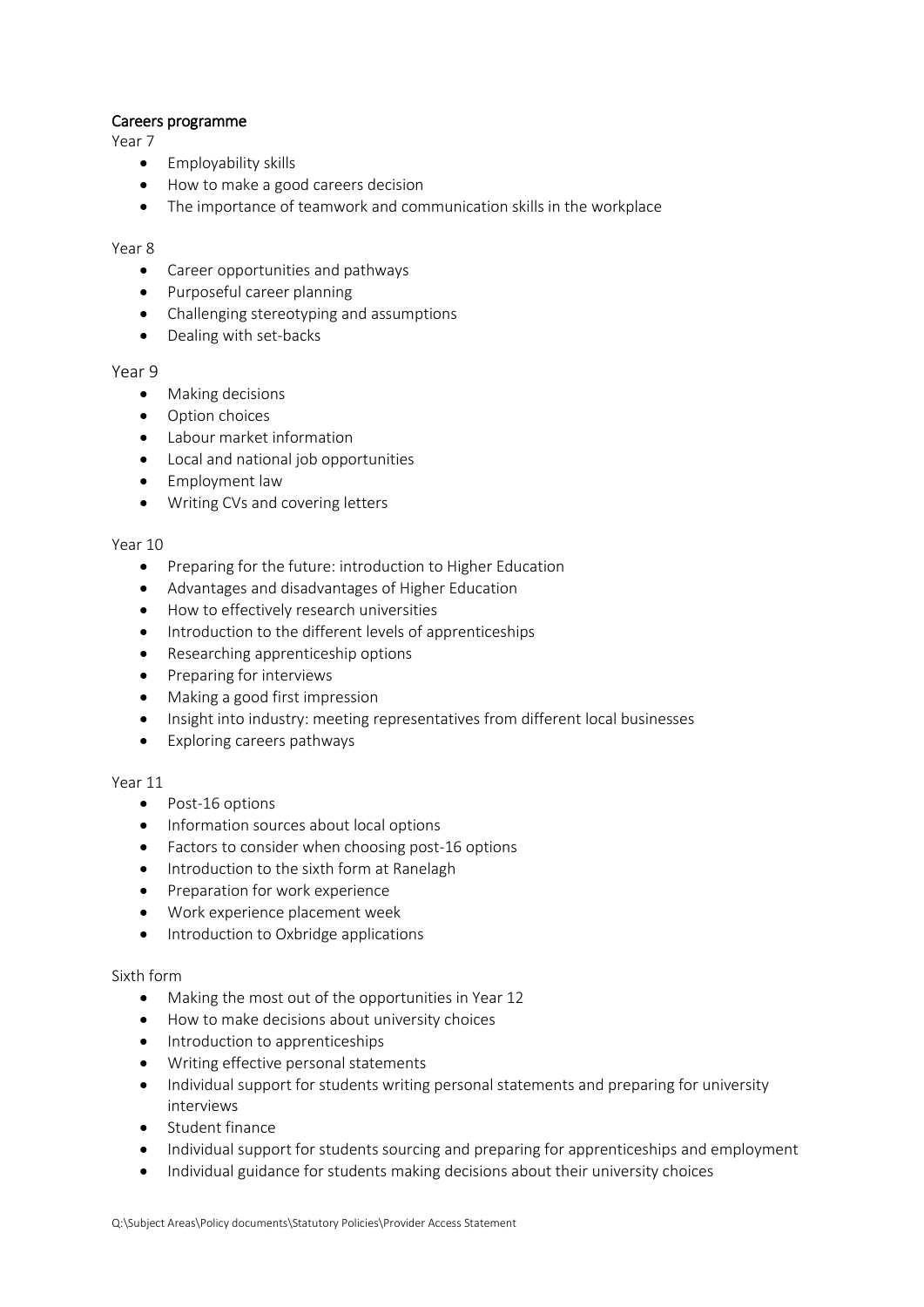## Careers programme

Year 7

- Employability skills
- How to make a good careers decision
- The importance of teamwork and communication skills in the workplace

Year 8

- Career opportunities and pathways
- Purposeful career planning
- Challenging stereotyping and assumptions
- Dealing with set-backs

Year 9

- Making decisions
- Option choices
- Labour market information
- Local and national job opportunities
- Employment law
- Writing CVs and covering letters

Year 10

- Preparing for the future: introduction to Higher Education
- Advantages and disadvantages of Higher Education
- How to effectively research universities
- Introduction to the different levels of apprenticeships
- Researching apprenticeship options
- Preparing for interviews
- Making a good first impression
- Insight into industry: meeting representatives from different local businesses
- Exploring careers pathways

Year 11

- Post-16 options
- Information sources about local options
- Factors to consider when choosing post-16 options
- Introduction to the sixth form at Ranelagh
- Preparation for work experience
- Work experience placement week
- Introduction to Oxbridge applications

Sixth form

- Making the most out of the opportunities in Year 12
- How to make decisions about university choices
- Introduction to apprenticeships
- Writing effective personal statements
- Individual support for students writing personal statements and preparing for university interviews
- Student finance
- Individual support for students sourcing and preparing for apprenticeships and employment
- Individual guidance for students making decisions about their university choices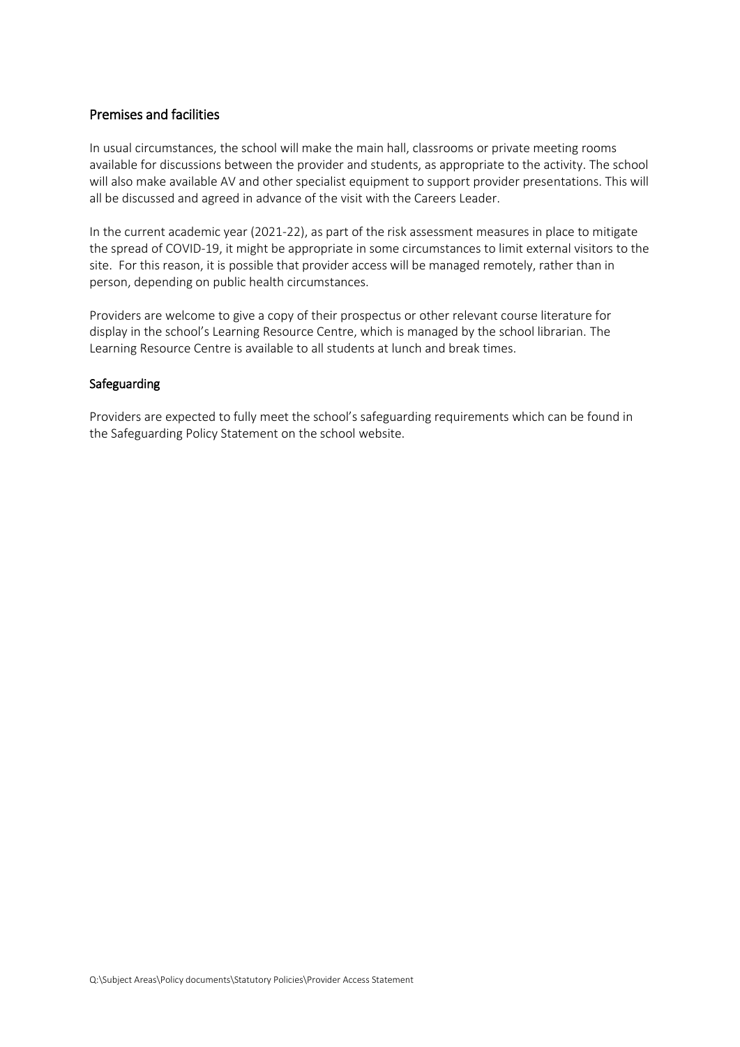## Premises and facilities

In usual circumstances, the school will make the main hall, classrooms or private meeting rooms available for discussions between the provider and students, as appropriate to the activity. The school will also make available AV and other specialist equipment to support provider presentations. This will all be discussed and agreed in advance of the visit with the Careers Leader.

In the current academic year (2021-22), as part of the risk assessment measures in place to mitigate the spread of COVID-19, it might be appropriate in some circumstances to limit external visitors to the site. For this reason, it is possible that provider access will be managed remotely, rather than in person, depending on public health circumstances.

Providers are welcome to give a copy of their prospectus or other relevant course literature for display in the school's Learning Resource Centre, which is managed by the school librarian. The Learning Resource Centre is available to all students at lunch and break times.

## Safeguarding

Providers are expected to fully meet the school's safeguarding requirements which can be found in the Safeguarding Policy Statement on the school website.